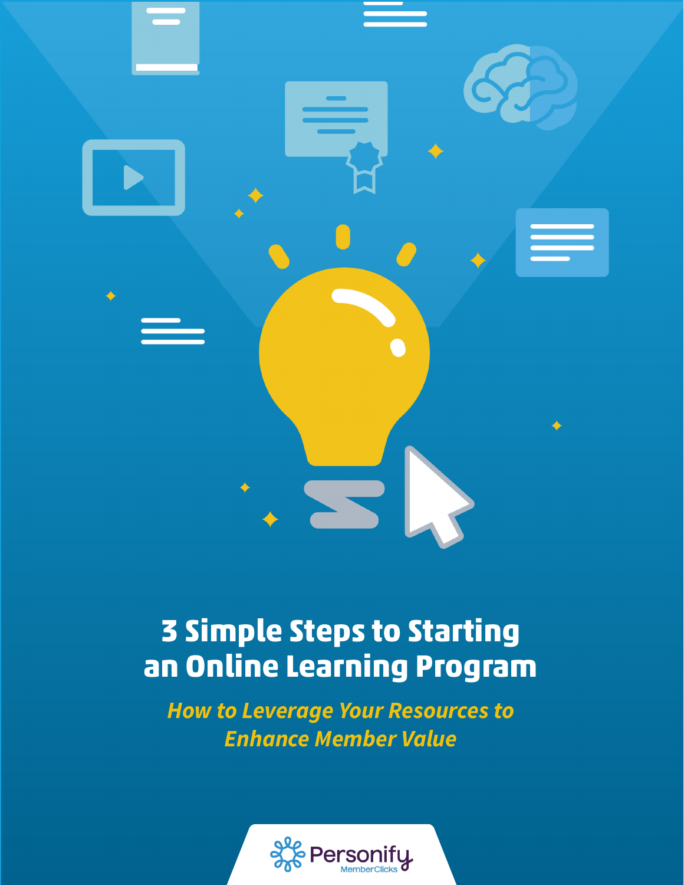# 3 Simple Steps to Starting an Online Learning Program

## *How to Leverage Your Resources to Enhance Member Value*

Personify MemberClicks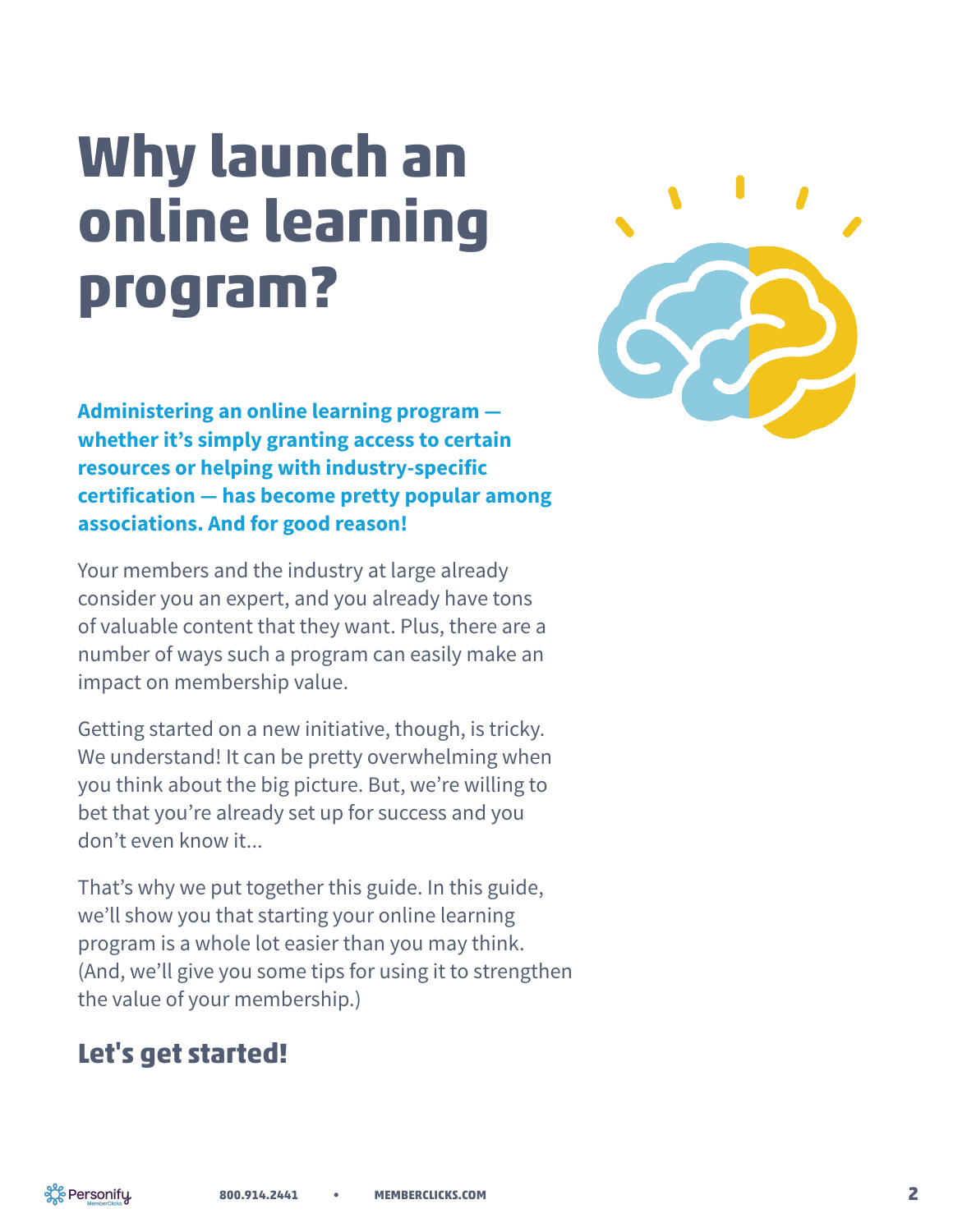# Why launch an online learning program?

**Administering an online learning program — whether it's simply granting access to certain resources or helping with industry-specific certification — has become pretty popular among associations. And for good reason!**

Your members and the industry at large already consider you an expert, and you already have tons of valuable content that they want. Plus, there are a number of ways such a program can easily make an impact on membership value.

Getting started on a new initiative, though, is tricky. We understand! It can be pretty overwhelming when you think about the big picture. But, we're willing to bet that you're already set up for success and you don't even know it...

That's why we put together this guide. In this guide, we'll show you that starting your online learning program is a whole lot easier than you may think. (And, we'll give you some tips for using it to strengthen the value of your membership.)

## Let's get started!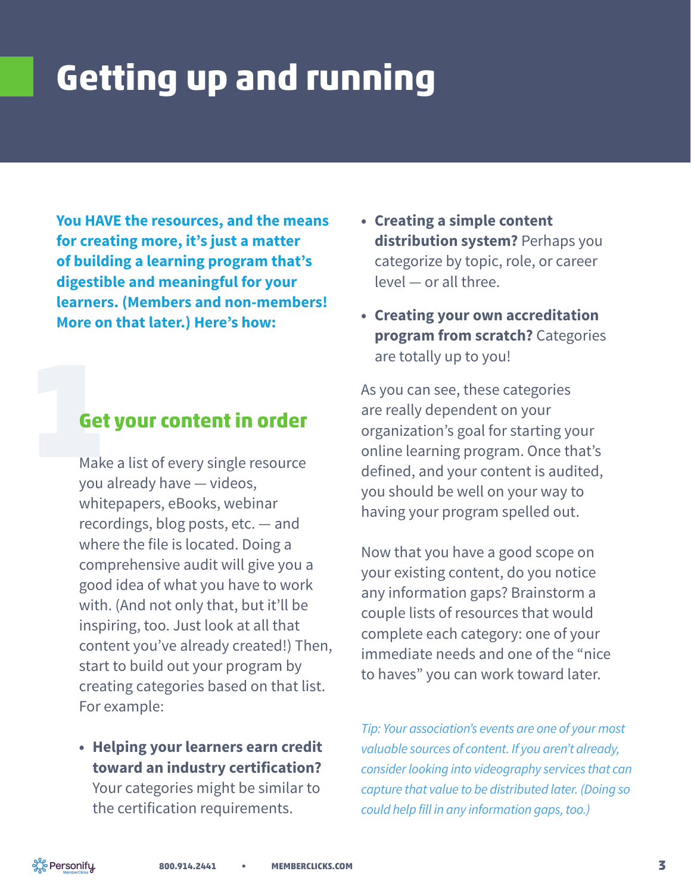# Getting up and running

**You HAVE the resources, and the means for creating more, it's just a matter of building a learning program that's digestible and meaningful for your learners. (Members and non-members! More on that later.) Here's how:**

## 1 Get your content in order

Make a list of every single resource you already have — videos, whitepapers, eBooks, webinar recordings, blog posts, etc. — and where the file is located. Doing a comprehensive audit will give you a good idea of what you have to work with. (And not only that, but it'll be inspiring, too. Just look at all that content you've already created!) Then, start to build out your program by creating categories based on that list. For example:

- **Helping your learners earn credit toward an industry certification?** Your categories might be similar to the certification requirements.
- **Creating a simple content distribution system?** Perhaps you categorize by topic, role, or career level — or all three.
- **Creating your own accreditation program from scratch?** Categories are totally up to you!

As you can see, these categories are really dependent on your organization's goal for starting your online learning program. Once that's defined, and your content is audited, you should be well on your way to having your program spelled out.

Now that you have a good scope on your existing content, do you notice any information gaps? Brainstorm a couple lists of resources that would complete each category: one of your immediate needs and one of the "nice to haves" you can work toward later.

*Tip: Your association's events are one of your most valuable sources of content. If you aren't already, consider looking into videography services that can capture that value to be distributed later. (Doing so could help fill in any information gaps, too.)*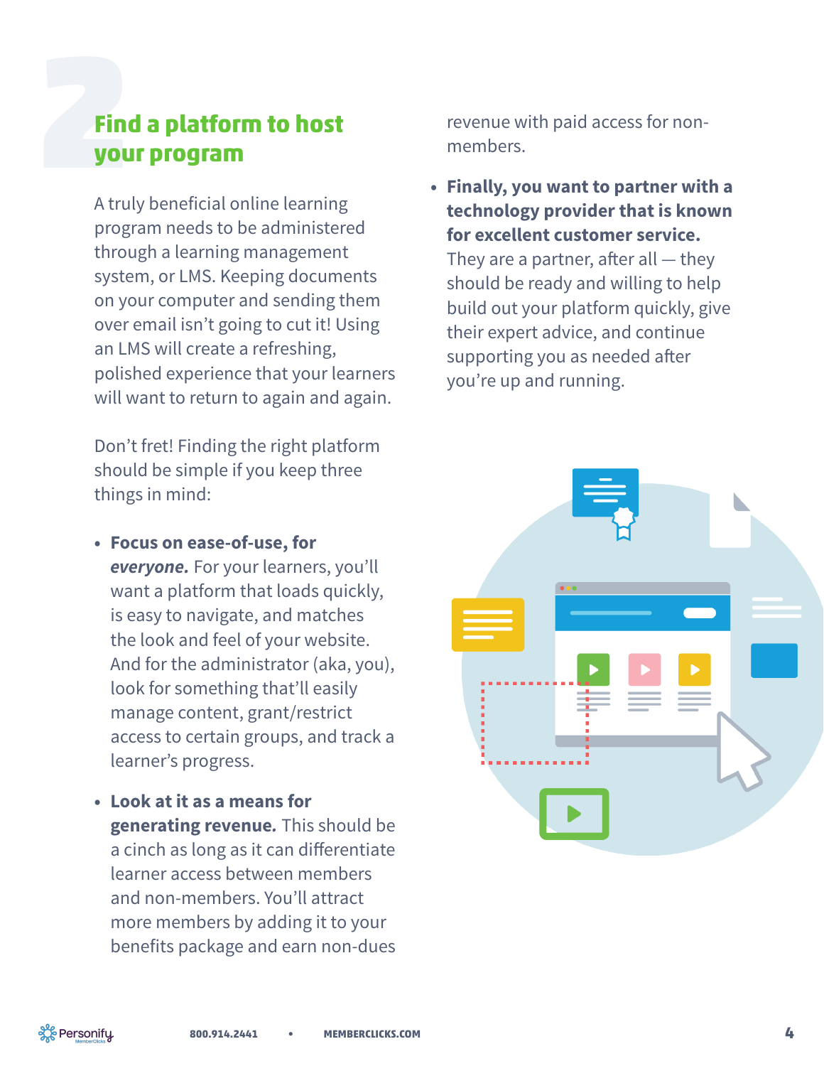## 2 Find a platform to host your program

A truly beneficial online learning program needs to be administered through a learning management system, or LMS. Keeping documents on your computer and sending them over email isn't going to cut it! Using an LMS will create a refreshing, polished experience that your learners will want to return to again and again.

Don't fret! Finding the right platform should be simple if you keep three things in mind:

- **Focus on ease-of-use, for *everyone*.** For your learners, you'll want a platform that loads quickly, is easy to navigate, and matches the look and feel of your website. And for the administrator (aka, you), look for something that'll easily manage content, grant/restrict access to certain groups, and track a learner's progress.
- **Look at it as a means for generating revenue.** This should be a cinch as long as it can differentiate learner access between members and non-members. You'll attract more members by adding it to your benefits package and earn non-dues revenue with paid access for non-members.
- **Finally, you want to partner with a technology provider that is known for excellent customer service.** They are a partner, after all — they should be ready and willing to help build out your platform quickly, give their expert advice, and continue supporting you as needed after you're up and running.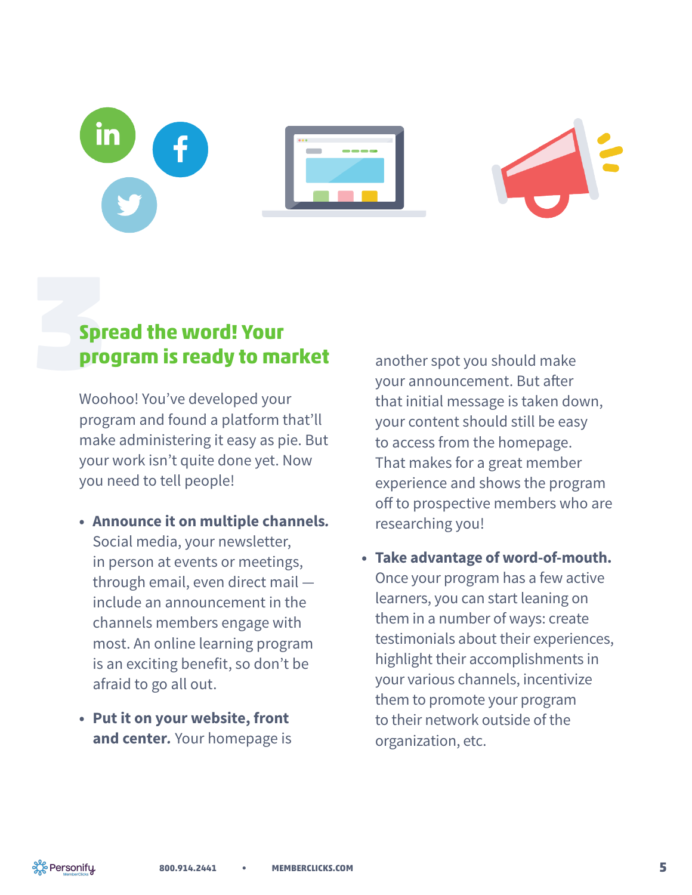## 3 Spread the word! Your program is ready to market

Woohoo! You've developed your program and found a platform that'll make administering it easy as pie. But your work isn't quite done yet. Now you need to tell people!

- **Announce it on multiple channels.** Social media, your newsletter, in person at events or meetings, through email, even direct mail — include an announcement in the channels members engage with most. An online learning program is an exciting benefit, so don't be afraid to go all out.
- **Put it on your website, front and center.** Your homepage is another spot you should make your announcement. But after that initial message is taken down, your content should still be easy to access from the homepage. That makes for a great member experience and shows the program off to prospective members who are researching you!
- **Take advantage of word-of-mouth.** Once your program has a few active learners, you can start leaning on them in a number of ways: create testimonials about their experiences, highlight their accomplishments in your various channels, incentivize them to promote your program to their network outside of the organization, etc.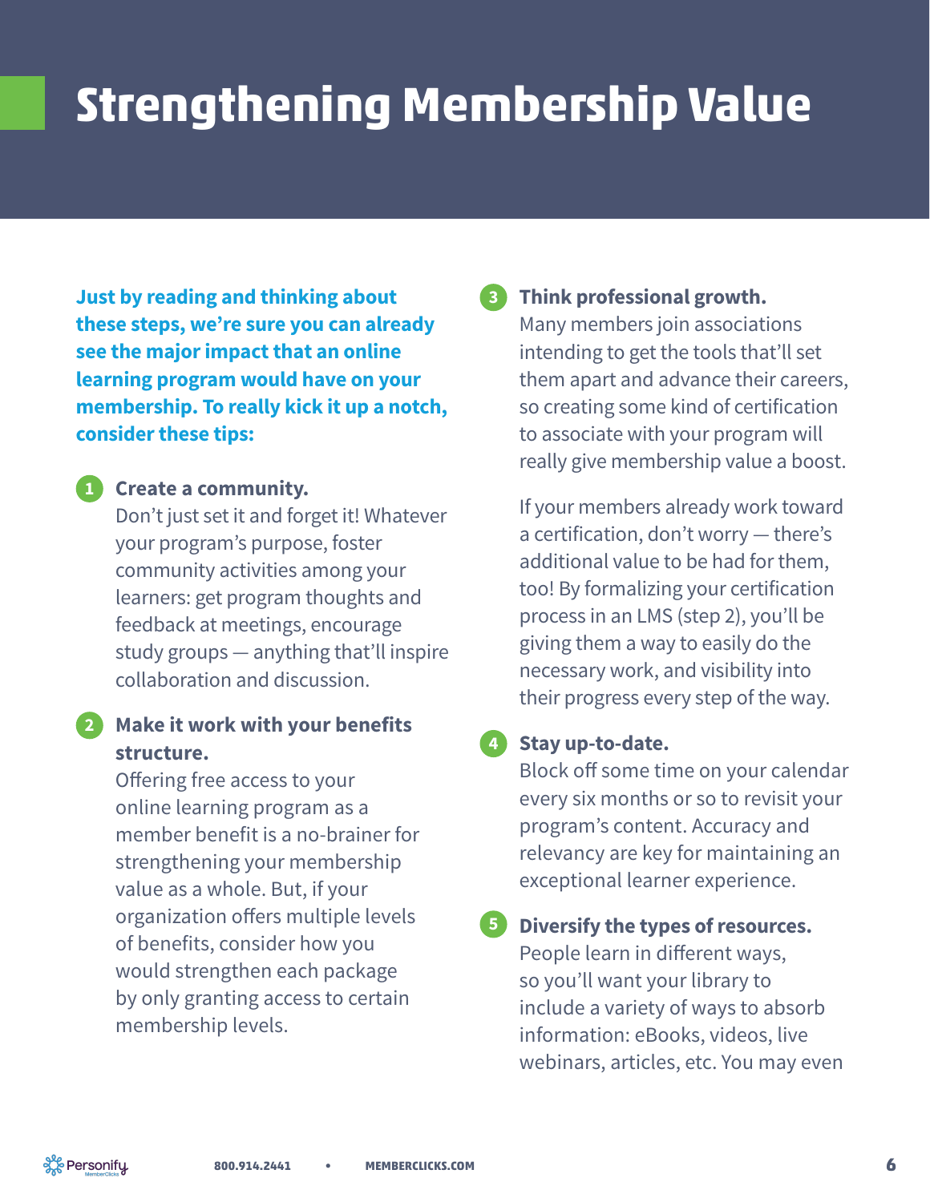# Strengthening Membership Value

**Just by reading and thinking about these steps, we're sure you can already see the major impact that an online learning program would have on your membership. To really kick it up a notch, consider these tips:**

1. **Create a community.**
   Don't just set it and forget it! Whatever your program's purpose, foster community activities among your learners: get program thoughts and feedback at meetings, encourage study groups — anything that'll inspire collaboration and discussion.

2. **Make it work with your benefits structure.**
   Offering free access to your online learning program as a member benefit is a no-brainer for strengthening your membership value as a whole. But, if your organization offers multiple levels of benefits, consider how you would strengthen each package by only granting access to certain membership levels.

3. **Think professional growth.**
   Many members join associations intending to get the tools that'll set them apart and advance their careers, so creating some kind of certification to associate with your program will really give membership value a boost.

   If your members already work toward a certification, don't worry — there's additional value to be had for them, too! By formalizing your certification process in an LMS (step 2), you'll be giving them a way to easily do the necessary work, and visibility into their progress every step of the way.

4. **Stay up-to-date.**
   Block off some time on your calendar every six months or so to revisit your program's content. Accuracy and relevancy are key for maintaining an exceptional learner experience.

5. **Diversify the types of resources.**
   People learn in different ways, so you'll want your library to include a variety of ways to absorb information: eBooks, videos, live webinars, articles, etc. You may even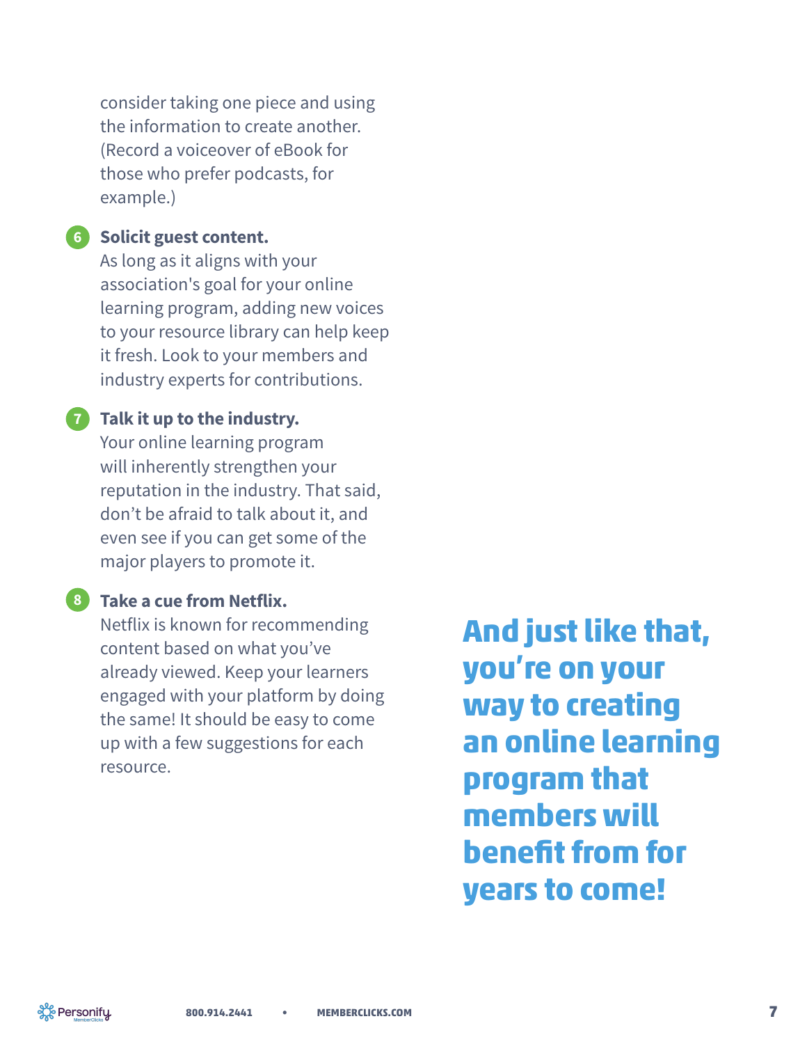consider taking one piece and using the information to create another. (Record a voiceover of eBook for those who prefer podcasts, for example.)

6. **Solicit guest content.**
   As long as it aligns with your association's goal for your online learning program, adding new voices to your resource library can help keep it fresh. Look to your members and industry experts for contributions.

7. **Talk it up to the industry.**
   Your online learning program will inherently strengthen your reputation in the industry. That said, don't be afraid to talk about it, and even see if you can get some of the major players to promote it.

8. **Take a cue from Netflix.**
   Netflix is known for recommending content based on what you've already viewed. Keep your learners engaged with your platform by doing the same! It should be easy to come up with a few suggestions for each resource.

**And just like that, you're on your way to creating an online learning program that members will benefit from for years to come!**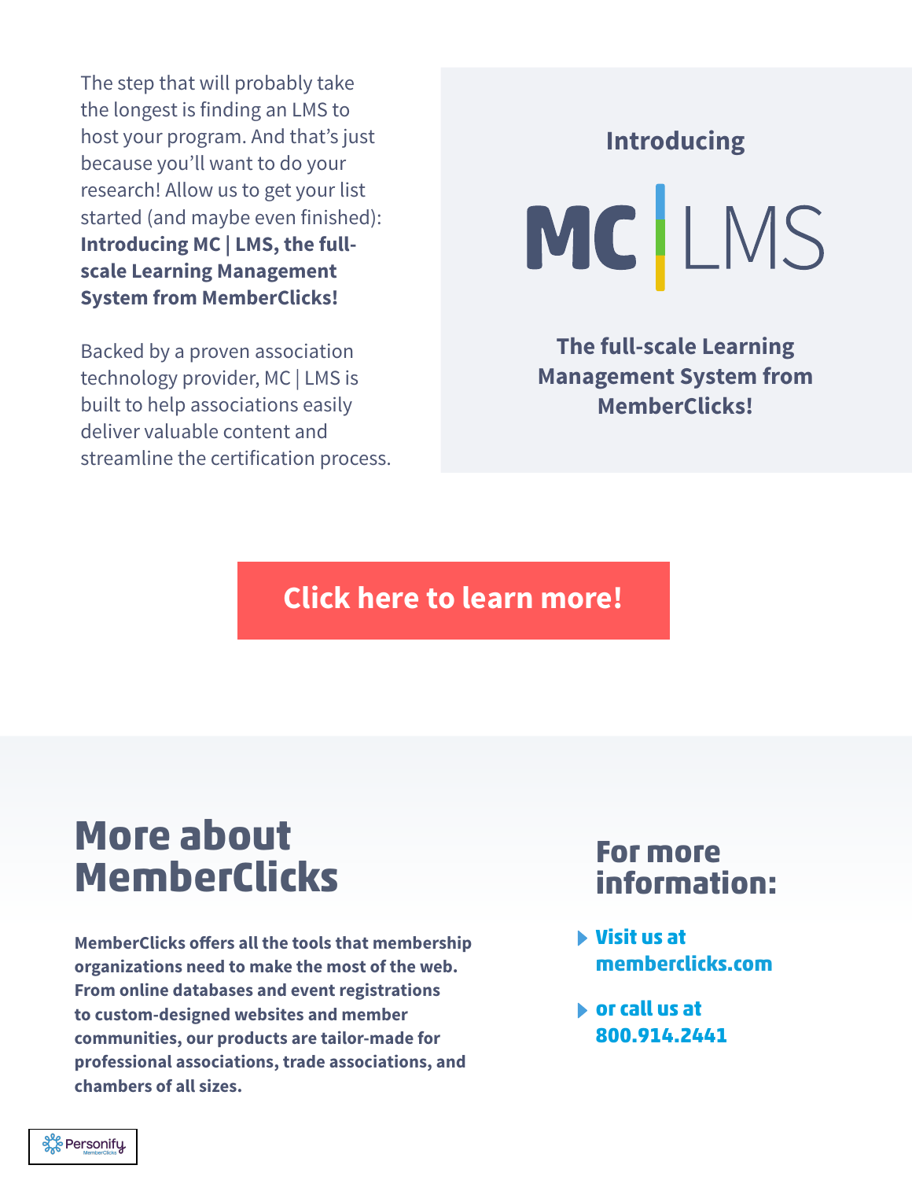The step that will probably take the longest is finding an LMS to host your program. And that's just because you'll want to do your research! Allow us to get your list started (and maybe even finished): **Introducing MC | LMS, the full-scale Learning Management System from MemberClicks!**

Backed by a proven association technology provider, MC | LMS is built to help associations easily deliver valuable content and streamline the certification process.

**Introducing**

**MC | LMS**

**The full-scale Learning Management System from MemberClicks!**

**Click here to learn more!**

# More about MemberClicks

**MemberClicks offers all the tools that membership organizations need to make the most of the web. From online databases and event registrations to custom-designed websites and member communities, our products are tailor-made for professional associations, trade associations, and chambers of all sizes.**

## For more information:

- **Visit us at memberclicks.com**
- **or call us at 800.914.2441**

Personify MemberClicks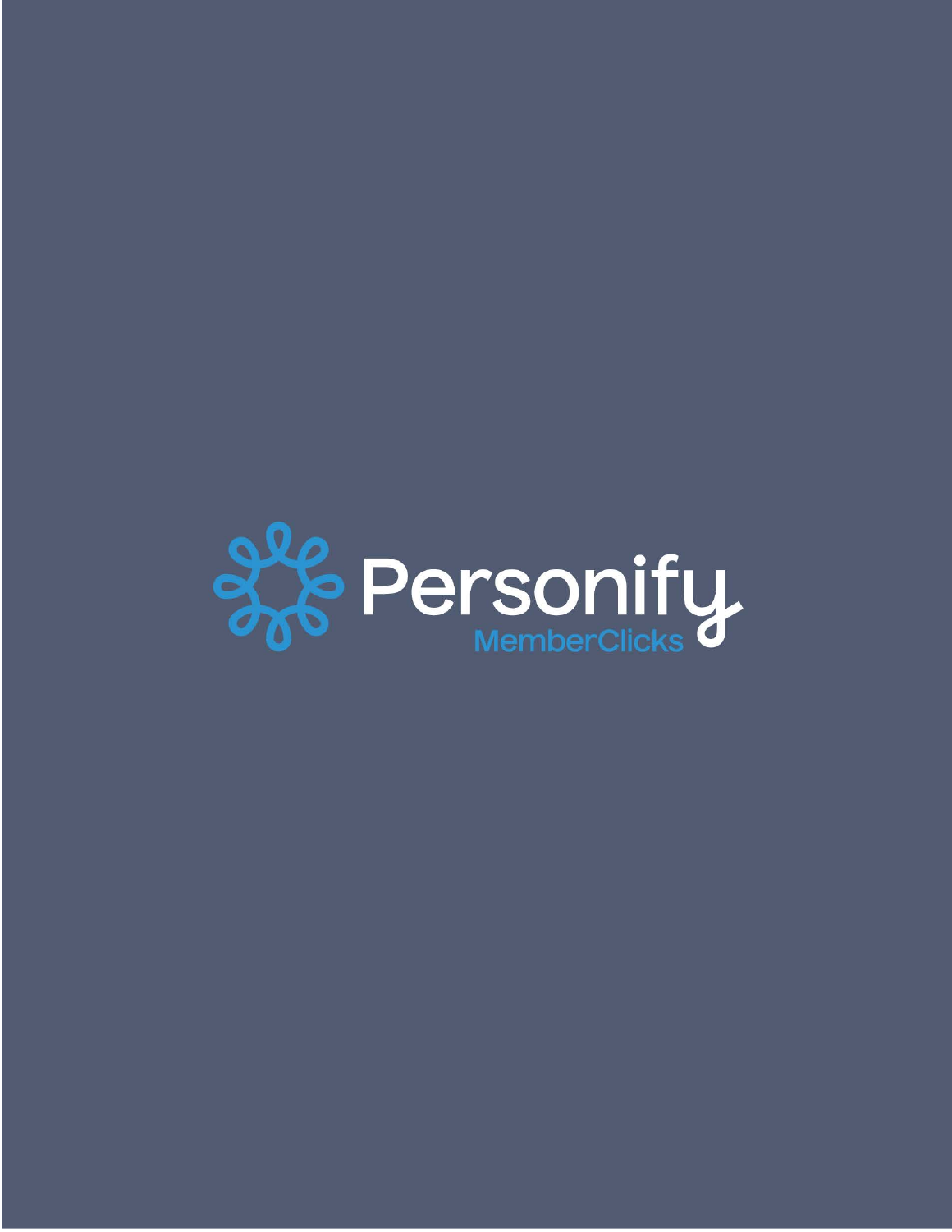Personify

MemberClicks